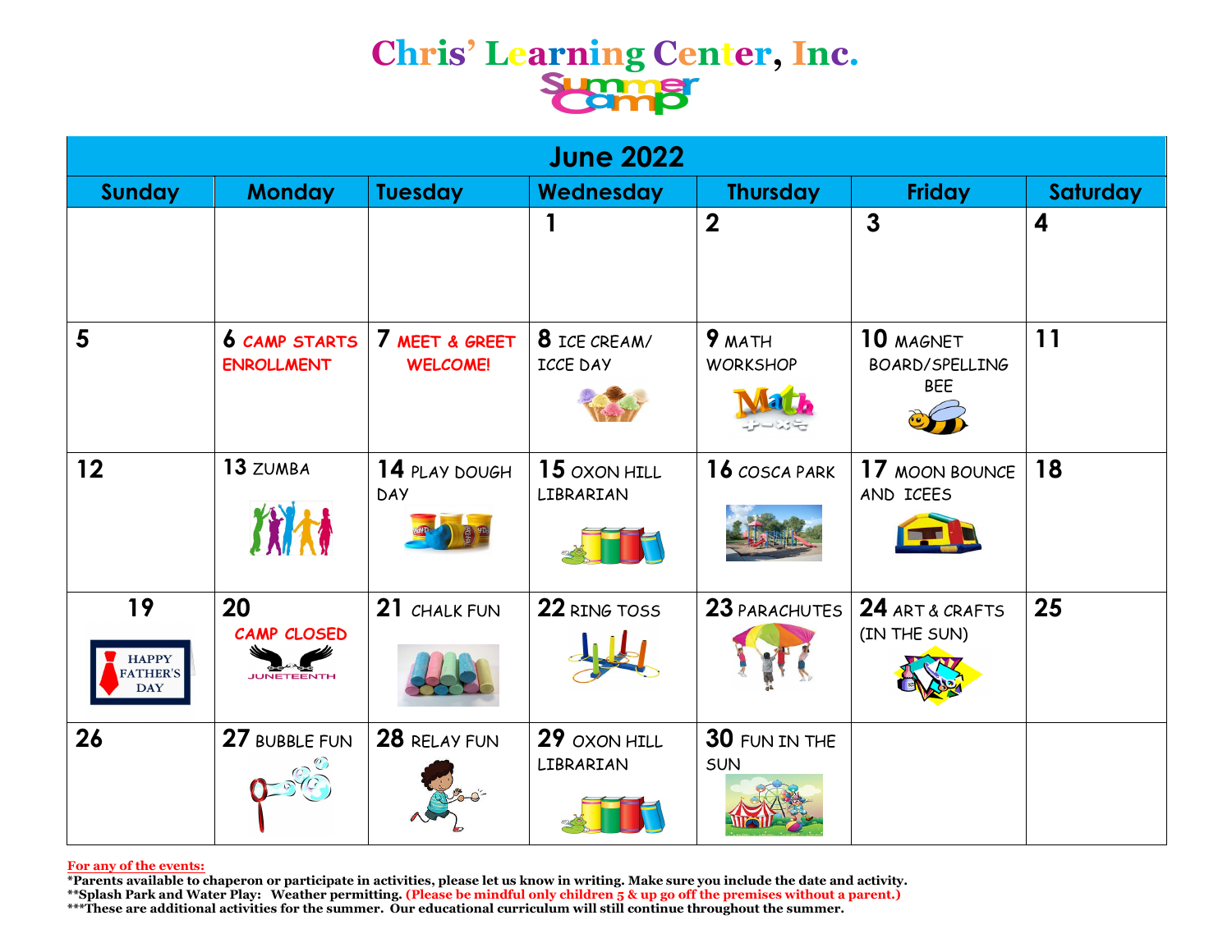# Chris' Learning Center, Inc.

## Summer Camp

| June 2022 | | | | | | |
|---|---|---|---|---|---|---|
| **Sunday** | **Monday** | **Tuesday** | **Wednesday** | **Thursday** | **Friday** | **Saturday** |
| | | | 1 | 2 | 3 | 4 |
| 5 | 6 CAMP STARTS ENROLLMENT | 7 MEET & GREET WELCOME! | 8 ICE CREAM/ ICCE DAY | 9 MATH WORKSHOP | 10 MAGNET BOARD/SPELLING BEE | 11 |
| 12 | 13 ZUMBA | 14 PLAY DOUGH DAY | 15 OXON HILL LIBRARIAN | 16 COSCA PARK | 17 MOON BOUNCE AND ICEES | 18 |
| 19 HAPPY FATHER'S DAY | 20 CAMP CLOSED JUNETEENTH | 21 CHALK FUN | 22 RING TOSS | 23 PARACHUTES | 24 ART & CRAFTS (IN THE SUN) | 25 |
| 26 | 27 BUBBLE FUN | 28 RELAY FUN | 29 OXON HILL LIBRARIAN | 30 FUN IN THE SUN | | |

**For any of the events:**

**\*Parents available to chaperon or participate in activities, please let us know in writing. Make sure you include the date and activity.**

**\*\*Splash Park and Water Play: Weather permitting. (Please be mindful only children 5 & up go off the premises without a parent.)**

**\*\*\*These are additional activities for the summer. Our educational curriculum will still continue throughout the summer.**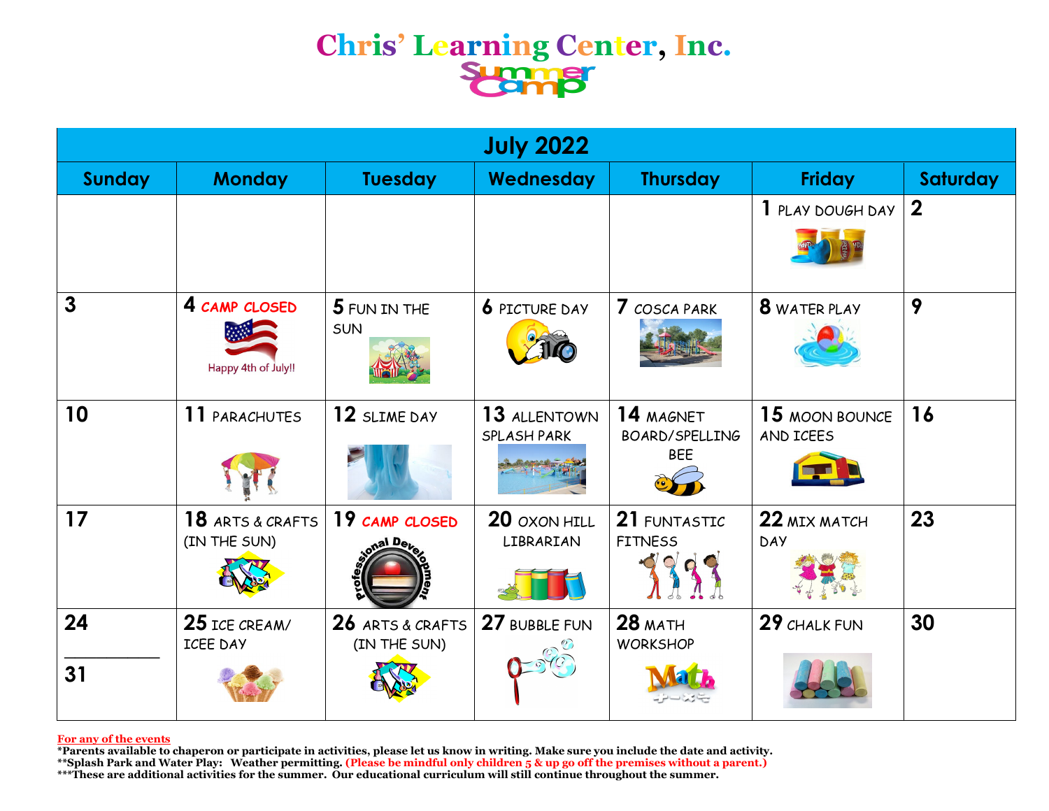# Chris' Learning Center, Inc.

## Summer Camp

| July 2022 | | | | | | |
|---|---|---|---|---|---|---|
| **Sunday** | **Monday** | **Tuesday** | **Wednesday** | **Thursday** | **Friday** | **Saturday** |
| | | | | | 1 PLAY DOUGH DAY | 2 |
| 3 | 4 CAMP CLOSED Happy 4th of July!! | 5 FUN IN THE SUN | 6 PICTURE DAY | 7 COSCA PARK | 8 WATER PLAY | 9 |
| 10 | 11 PARACHUTES | 12 SLIME DAY | 13 ALLENTOWN SPLASH PARK | 14 MAGNET BOARD/SPELLING BEE | 15 MOON BOUNCE AND ICEES | 16 |
| 17 | 18 ARTS & CRAFTS (IN THE SUN) | 19 CAMP CLOSED Professional Development | 20 OXON HILL LIBRARIAN | 21 FUNTASTIC FITNESS | 22 MIX MATCH DAY | 23 |
| 24 / 31 | 25 ICE CREAM/ ICEE DAY | 26 ARTS & CRAFTS (IN THE SUN) | 27 BUBBLE FUN | 28 MATH WORKSHOP | 29 CHALK FUN | 30 |

For any of the events

**\*Parents available to chaperon or participate in activities, please let us know in writing. Make sure you include the date and activity.**

**\*\*Splash Park and Water Play: Weather permitting. (Please be mindful only children 5 & up go off the premises without a parent.)**

**\*\*\*These are additional activities for the summer. Our educational curriculum will still continue throughout the summer.**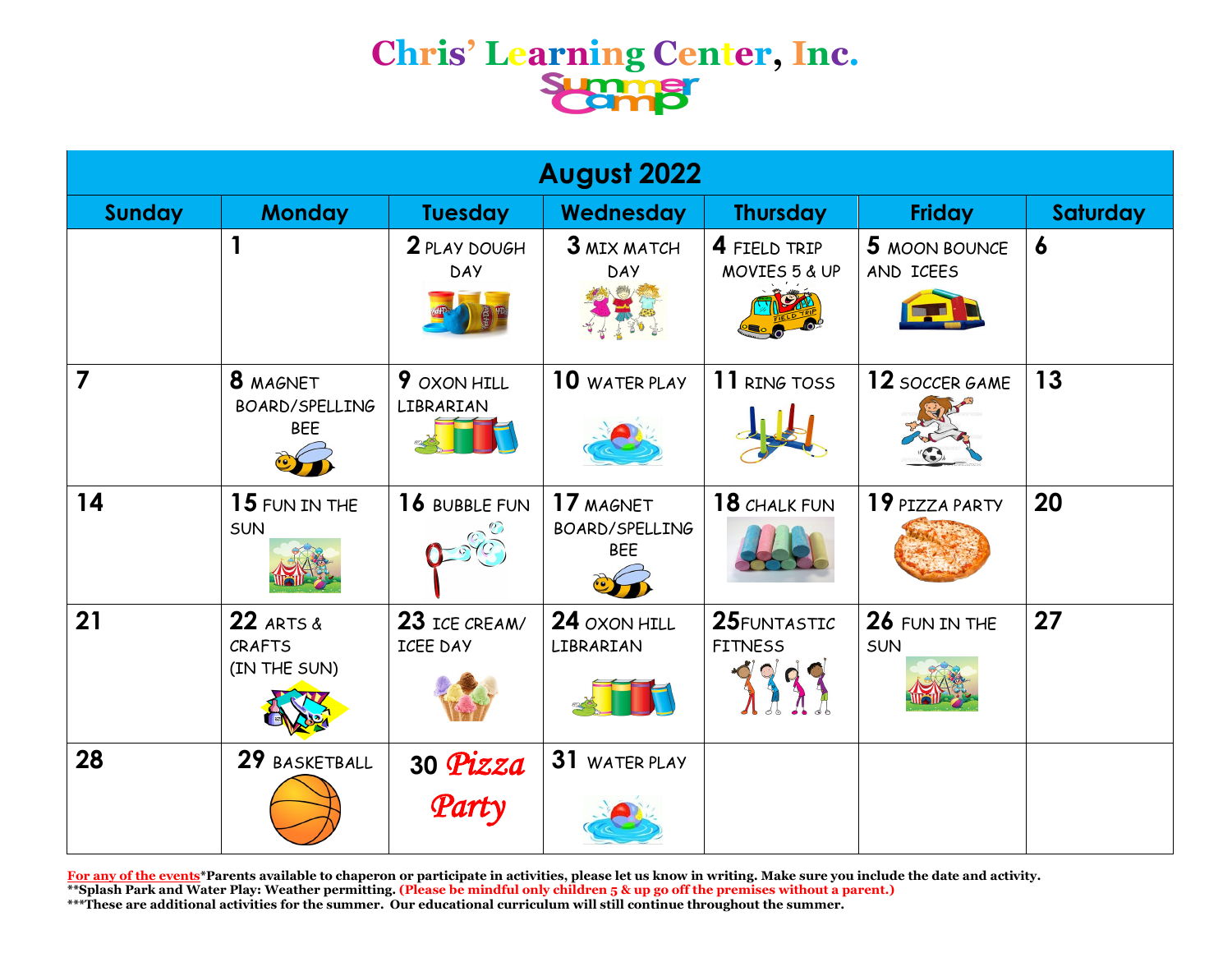# Chris' Learning Center, Inc.

## Summer Camp

| August 2022 | | | | | | |
|---|---|---|---|---|---|---|
| Sunday | Monday | Tuesday | Wednesday | Thursday | Friday | Saturday |
| | 1 | 2 PLAY DOUGH DAY | 3 MIX MATCH DAY | 4 FIELD TRIP MOVIES 5 & UP | 5 MOON BOUNCE AND ICEES | 6 |
| 7 | 8 MAGNET BOARD/SPELLING BEE | 9 OXON HILL LIBRARIAN | 10 WATER PLAY | 11 RING TOSS | 12 SOCCER GAME | 13 |
| 14 | 15 FUN IN THE SUN | 16 BUBBLE FUN | 17 MAGNET BOARD/SPELLING BEE | 18 CHALK FUN | 19 PIZZA PARTY | 20 |
| 21 | 22 ARTS & CRAFTS (IN THE SUN) | 23 ICE CREAM/ ICEE DAY | 24 OXON HILL LIBRARIAN | 25FUNTASTIC FITNESS | 26 FUN IN THE SUN | 27 |
| 28 | 29 BASKETBALL | 30 *Pizza Party* | 31 WATER PLAY | | | |

For any of the events***Parents available to chaperon or participate in activities, please let us know in writing. Make sure you include the date and activity.**

****Splash Park and Water Play: Weather permitting. (Please be mindful only children 5 & up go off the premises without a parent.)**

*****These are additional activities for the summer. Our educational curriculum will still continue throughout the summer.**